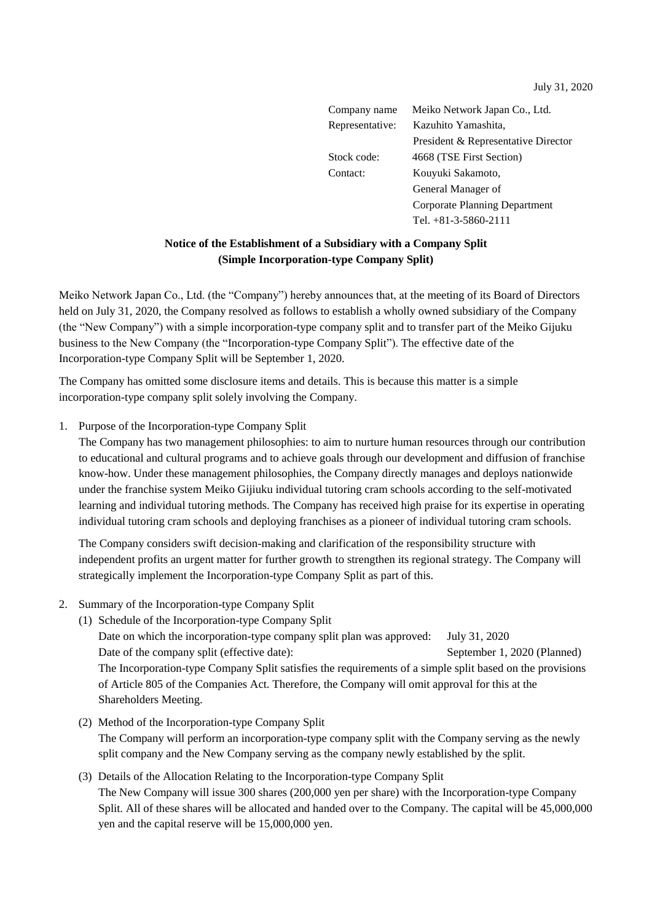July 31, 2020

Company name: Meiko Network Japan Co., Ltd.
Representative: Kazuhito Yamashita, President & Representative Director
Stock code: 4668 (TSE First Section)
Contact: Kouyuki Sakamoto, General Manager of Corporate Planning Department
Tel. +81-3-5860-2111

**Notice of the Establishment of a Subsidiary with a Company Split**
**(Simple Incorporation-type Company Split)**

Meiko Network Japan Co., Ltd. (the "Company") hereby announces that, at the meeting of its Board of Directors held on July 31, 2020, the Company resolved as follows to establish a wholly owned subsidiary of the Company (the "New Company") with a simple incorporation-type company split and to transfer part of the Meiko Gijuku business to the New Company (the "Incorporation-type Company Split"). The effective date of the Incorporation-type Company Split will be September 1, 2020.

The Company has omitted some disclosure items and details. This is because this matter is a simple incorporation-type company split solely involving the Company.

1. Purpose of the Incorporation-type Company Split

   The Company has two management philosophies: to aim to nurture human resources through our contribution to educational and cultural programs and to achieve goals through our development and diffusion of franchise know-how. Under these management philosophies, the Company directly manages and deploys nationwide under the franchise system Meiko Gijuku individual tutoring cram schools according to the self-motivated learning and individual tutoring methods. The Company has received high praise for its expertise in operating individual tutoring cram schools and deploying franchises as a pioneer of individual tutoring cram schools.

   The Company considers swift decision-making and clarification of the responsibility structure with independent profits an urgent matter for further growth to strengthen its regional strategy. The Company will strategically implement the Incorporation-type Company Split as part of this.

2. Summary of the Incorporation-type Company Split

   (1) Schedule of the Incorporation-type Company Split

   | | |
   |---|---|
   | Date on which the incorporation-type company split plan was approved: | July 31, 2020 |
   | Date of the company split (effective date): | September 1, 2020 (Planned) |

   The Incorporation-type Company Split satisfies the requirements of a simple split based on the provisions of Article 805 of the Companies Act. Therefore, the Company will omit approval for this at the Shareholders Meeting.

   (2) Method of the Incorporation-type Company Split

   The Company will perform an incorporation-type company split with the Company serving as the newly split company and the New Company serving as the company newly established by the split.

   (3) Details of the Allocation Relating to the Incorporation-type Company Split

   The New Company will issue 300 shares (200,000 yen per share) with the Incorporation-type Company Split. All of these shares will be allocated and handed over to the Company. The capital will be 45,000,000 yen and the capital reserve will be 15,000,000 yen.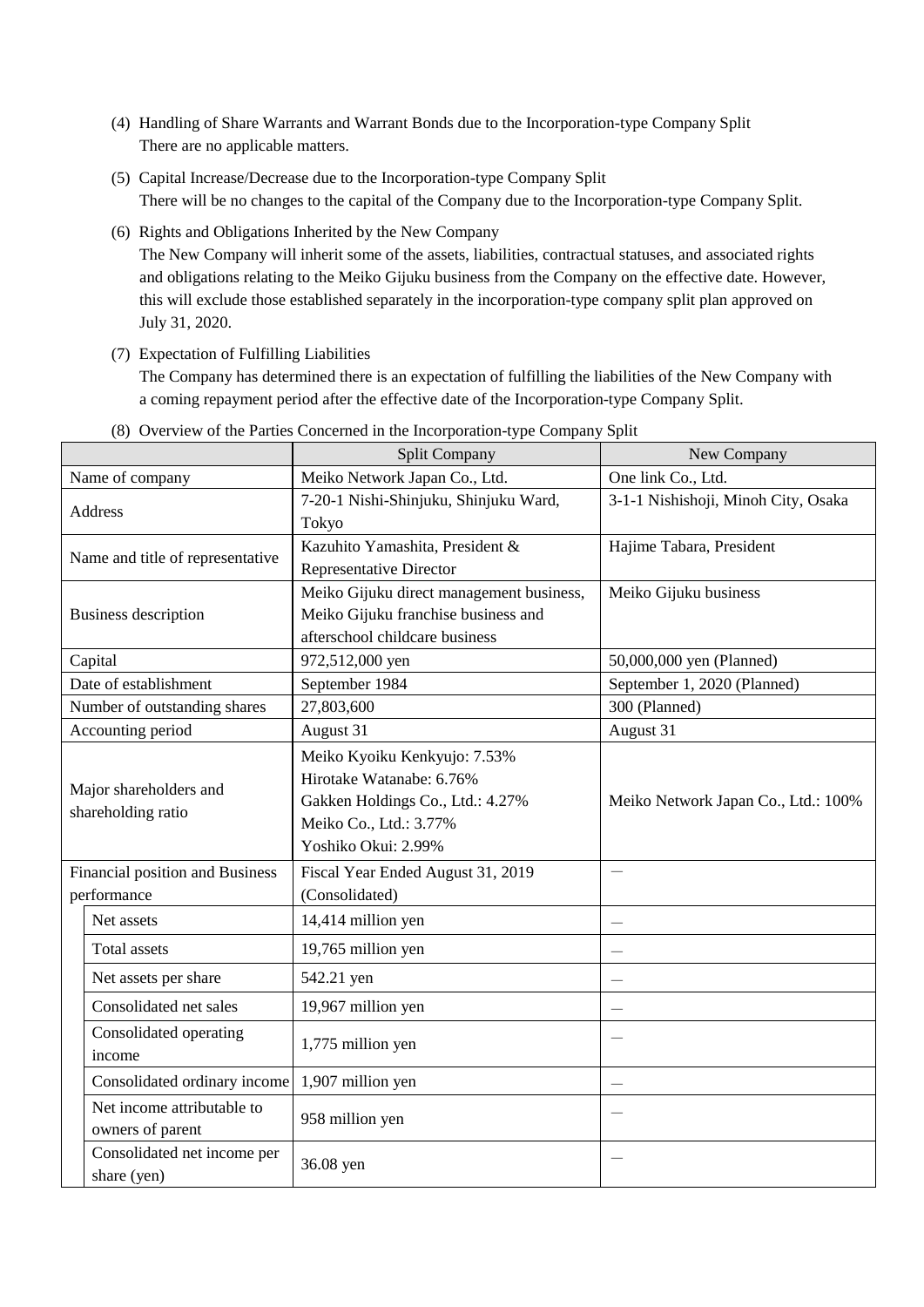(4) Handling of Share Warrants and Warrant Bonds due to the Incorporation-type Company Split
There are no applicable matters.

(5) Capital Increase/Decrease due to the Incorporation-type Company Split
There will be no changes to the capital of the Company due to the Incorporation-type Company Split.

(6) Rights and Obligations Inherited by the New Company
The New Company will inherit some of the assets, liabilities, contractual statuses, and associated rights and obligations relating to the Meiko Gijuku business from the Company on the effective date. However, this will exclude those established separately in the incorporation-type company split plan approved on July 31, 2020.

(7) Expectation of Fulfilling Liabilities
The Company has determined there is an expectation of fulfilling the liabilities of the New Company with a coming repayment period after the effective date of the Incorporation-type Company Split.

(8) Overview of the Parties Concerned in the Incorporation-type Company Split

| | | Split Company | New Company |
|---|---|---|---|
| Name of company | | Meiko Network Japan Co., Ltd. | One link Co., Ltd. |
| Address | | 7-20-1 Nishi-Shinjuku, Shinjuku Ward, Tokyo | 3-1-1 Nishishoji, Minoh City, Osaka |
| Name and title of representative | | Kazuhito Yamashita, President & Representative Director | Hajime Tabara, President |
| Business description | | Meiko Gijuku direct management business, Meiko Gijuku franchise business and afterschool childcare business | Meiko Gijuku business |
| Capital | | 972,512,000 yen | 50,000,000 yen (Planned) |
| Date of establishment | | September 1984 | September 1, 2020 (Planned) |
| Number of outstanding shares | | 27,803,600 | 300 (Planned) |
| Accounting period | | August 31 | August 31 |
| Major shareholders and shareholding ratio | | Meiko Kyoiku Kenkyujo: 7.53%<br>Hirotake Watanabe: 6.76%<br>Gakken Holdings Co., Ltd.: 4.27%<br>Meiko Co., Ltd.: 3.77%<br>Yoshiko Okui: 2.99% | Meiko Network Japan Co., Ltd.: 100% |
| Financial position and Business performance | | Fiscal Year Ended August 31, 2019 (Consolidated) | — |
| | Net assets | 14,414 million yen | — |
| | Total assets | 19,765 million yen | — |
| | Net assets per share | 542.21 yen | — |
| | Consolidated net sales | 19,967 million yen | — |
| | Consolidated operating income | 1,775 million yen | — |
| | Consolidated ordinary income | 1,907 million yen | — |
| | Net income attributable to owners of parent | 958 million yen | — |
| | Consolidated net income per share (yen) | 36.08 yen | — |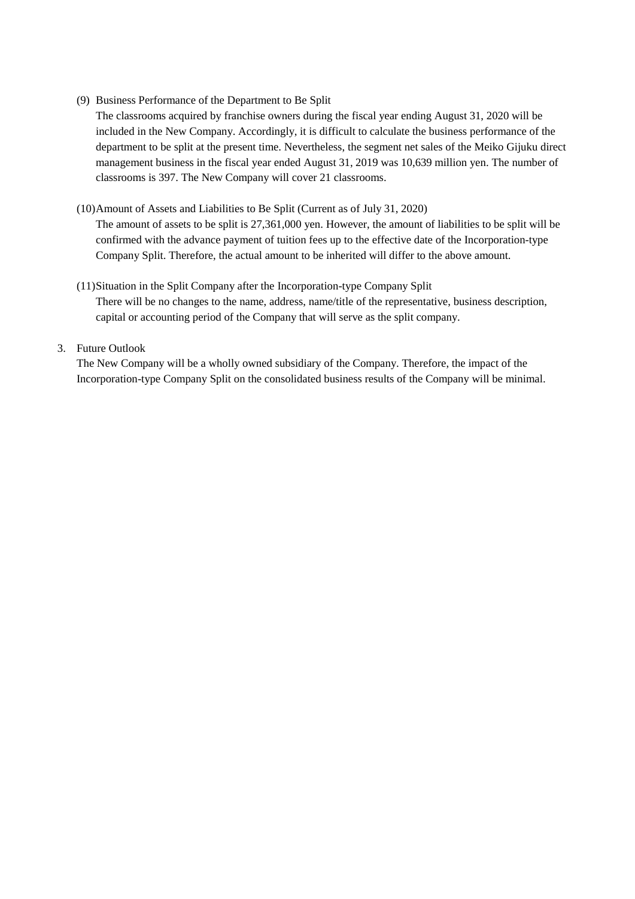(9) Business Performance of the Department to Be Split

The classrooms acquired by franchise owners during the fiscal year ending August 31, 2020 will be included in the New Company. Accordingly, it is difficult to calculate the business performance of the department to be split at the present time. Nevertheless, the segment net sales of the Meiko Gijuku direct management business in the fiscal year ended August 31, 2019 was 10,639 million yen. The number of classrooms is 397. The New Company will cover 21 classrooms.

(10) Amount of Assets and Liabilities to Be Split (Current as of July 31, 2020)

The amount of assets to be split is 27,361,000 yen. However, the amount of liabilities to be split will be confirmed with the advance payment of tuition fees up to the effective date of the Incorporation-type Company Split. Therefore, the actual amount to be inherited will differ to the above amount.

(11) Situation in the Split Company after the Incorporation-type Company Split

There will be no changes to the name, address, name/title of the representative, business description, capital or accounting period of the Company that will serve as the split company.

3. Future Outlook

The New Company will be a wholly owned subsidiary of the Company. Therefore, the impact of the Incorporation-type Company Split on the consolidated business results of the Company will be minimal.